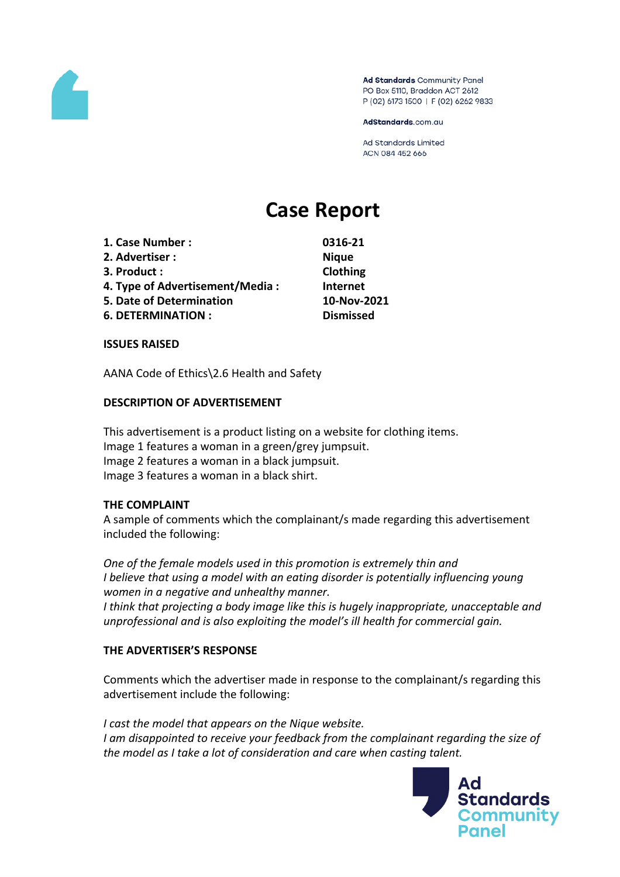Ad Standards Community Panel
PO Box 5110, Braddon ACT 2612
P (02) 6173 1500 | F (02) 6262 9833

AdStandards.com.au

Ad Standards Limited
ACN 084 452 666

# Case Report

| | |
|---|---|
| **1. Case Number :** | **0316-21** |
| **2. Advertiser :** | **Nique** |
| **3. Product :** | **Clothing** |
| **4. Type of Advertisement/Media :** | **Internet** |
| **5. Date of Determination** | **10-Nov-2021** |
| **6. DETERMINATION :** | **Dismissed** |

**ISSUES RAISED**

AANA Code of Ethics\2.6 Health and Safety

**DESCRIPTION OF ADVERTISEMENT**

This advertisement is a product listing on a website for clothing items.
Image 1 features a woman in a green/grey jumpsuit.
Image 2 features a woman in a black jumpsuit.
Image 3 features a woman in a black shirt.

**THE COMPLAINT**

A sample of comments which the complainant/s made regarding this advertisement included the following:

*One of the female models used in this promotion is extremely thin and I believe that using a model with an eating disorder is potentially influencing young women in a negative and unhealthy manner.*
*I think that projecting a body image like this is hugely inappropriate, unacceptable and unprofessional and is also exploiting the model's ill health for commercial gain.*

**THE ADVERTISER'S RESPONSE**

Comments which the advertiser made in response to the complainant/s regarding this advertisement include the following:

*I cast the model that appears on the Nique website.*
*I am disappointed to receive your feedback from the complainant regarding the size of the model as I take a lot of consideration and care when casting talent.*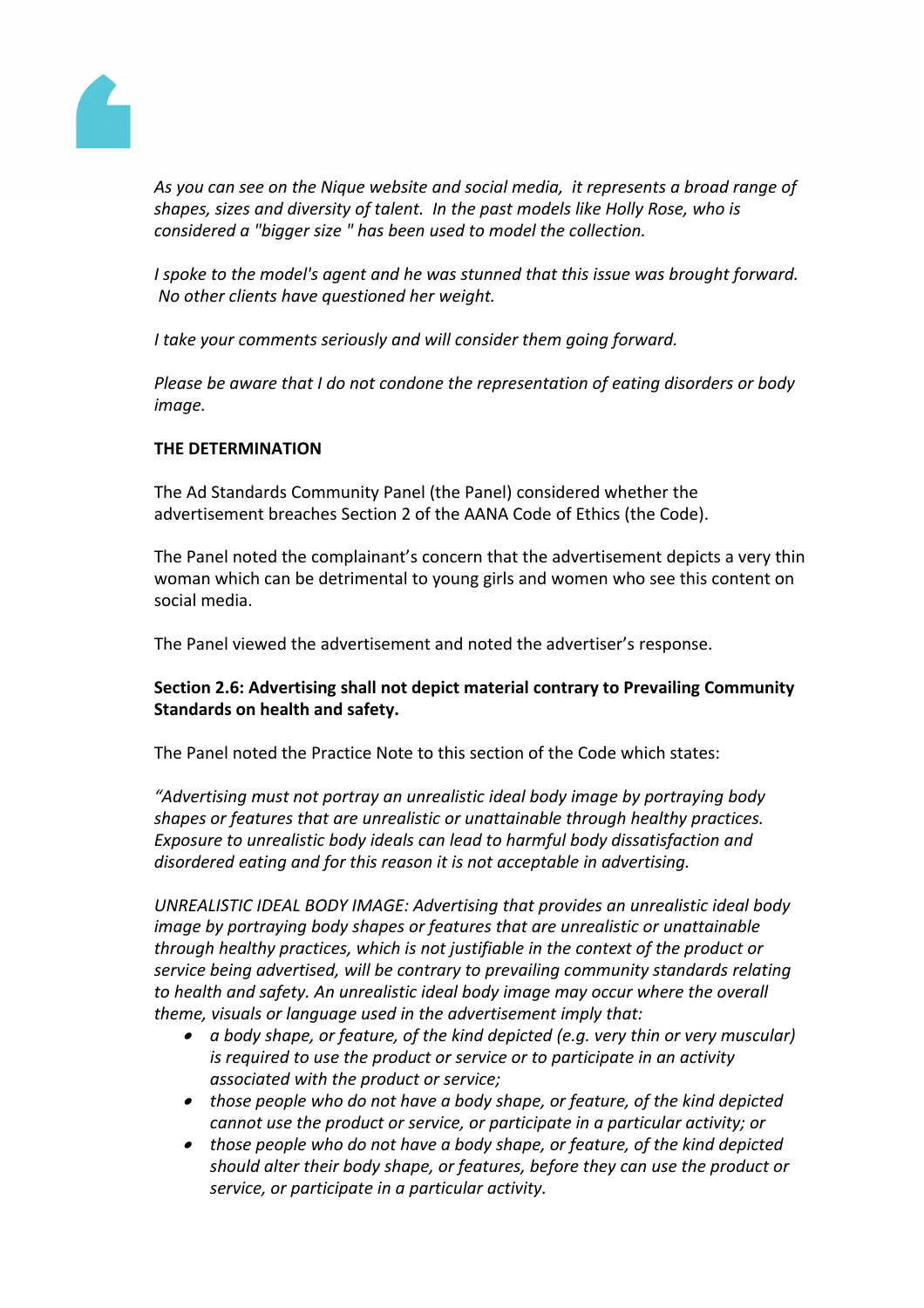*As you can see on the Nique website and social media, it represents a broad range of shapes, sizes and diversity of talent. In the past models like Holly Rose, who is considered a "bigger size " has been used to model the collection.*

*I spoke to the model's agent and he was stunned that this issue was brought forward. No other clients have questioned her weight.*

*I take your comments seriously and will consider them going forward.*

*Please be aware that I do not condone the representation of eating disorders or body image.*

**THE DETERMINATION**

The Ad Standards Community Panel (the Panel) considered whether the advertisement breaches Section 2 of the AANA Code of Ethics (the Code).

The Panel noted the complainant's concern that the advertisement depicts a very thin woman which can be detrimental to young girls and women who see this content on social media.

The Panel viewed the advertisement and noted the advertiser's response.

**Section 2.6: Advertising shall not depict material contrary to Prevailing Community Standards on health and safety.**

The Panel noted the Practice Note to this section of the Code which states:

*"Advertising must not portray an unrealistic ideal body image by portraying body shapes or features that are unrealistic or unattainable through healthy practices. Exposure to unrealistic body ideals can lead to harmful body dissatisfaction and disordered eating and for this reason it is not acceptable in advertising.*

*UNREALISTIC IDEAL BODY IMAGE: Advertising that provides an unrealistic ideal body image by portraying body shapes or features that are unrealistic or unattainable through healthy practices, which is not justifiable in the context of the product or service being advertised, will be contrary to prevailing community standards relating to health and safety. An unrealistic ideal body image may occur where the overall theme, visuals or language used in the advertisement imply that:*

- *a body shape, or feature, of the kind depicted (e.g. very thin or very muscular) is required to use the product or service or to participate in an activity associated with the product or service;*
- *those people who do not have a body shape, or feature, of the kind depicted cannot use the product or service, or participate in a particular activity; or*
- *those people who do not have a body shape, or feature, of the kind depicted should alter their body shape, or features, before they can use the product or service, or participate in a particular activity.*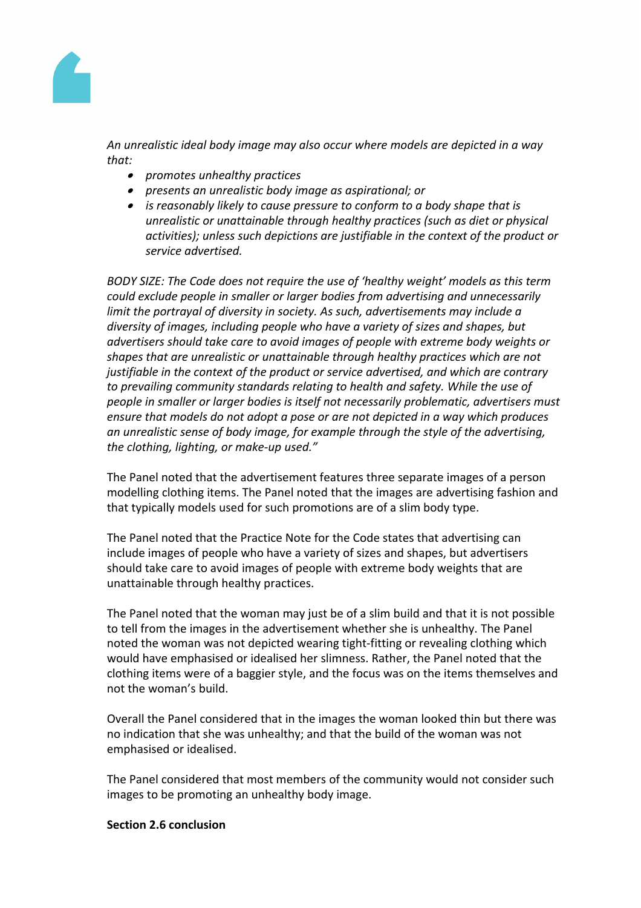*An unrealistic ideal body image may also occur where models are depicted in a way that:*

- *promotes unhealthy practices*
- *presents an unrealistic body image as aspirational; or*
- *is reasonably likely to cause pressure to conform to a body shape that is unrealistic or unattainable through healthy practices (such as diet or physical activities); unless such depictions are justifiable in the context of the product or service advertised.*

*BODY SIZE: The Code does not require the use of 'healthy weight' models as this term could exclude people in smaller or larger bodies from advertising and unnecessarily limit the portrayal of diversity in society. As such, advertisements may include a diversity of images, including people who have a variety of sizes and shapes, but advertisers should take care to avoid images of people with extreme body weights or shapes that are unrealistic or unattainable through healthy practices which are not justifiable in the context of the product or service advertised, and which are contrary to prevailing community standards relating to health and safety. While the use of people in smaller or larger bodies is itself not necessarily problematic, advertisers must ensure that models do not adopt a pose or are not depicted in a way which produces an unrealistic sense of body image, for example through the style of the advertising, the clothing, lighting, or make-up used."*

The Panel noted that the advertisement features three separate images of a person modelling clothing items. The Panel noted that the images are advertising fashion and that typically models used for such promotions are of a slim body type.

The Panel noted that the Practice Note for the Code states that advertising can include images of people who have a variety of sizes and shapes, but advertisers should take care to avoid images of people with extreme body weights that are unattainable through healthy practices.

The Panel noted that the woman may just be of a slim build and that it is not possible to tell from the images in the advertisement whether she is unhealthy. The Panel noted the woman was not depicted wearing tight-fitting or revealing clothing which would have emphasised or idealised her slimness. Rather, the Panel noted that the clothing items were of a baggier style, and the focus was on the items themselves and not the woman's build.

Overall the Panel considered that in the images the woman looked thin but there was no indication that she was unhealthy; and that the build of the woman was not emphasised or idealised.

The Panel considered that most members of the community would not consider such images to be promoting an unhealthy body image.

**Section 2.6 conclusion**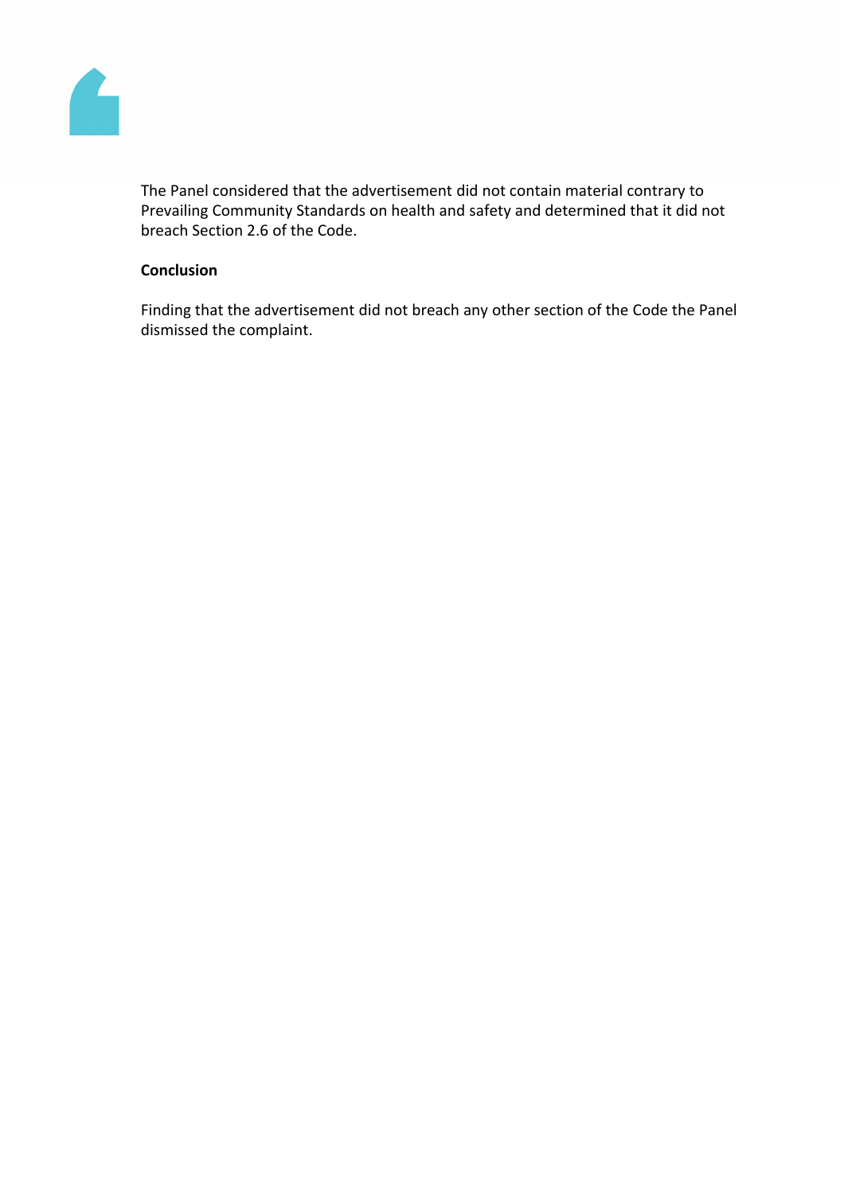The Panel considered that the advertisement did not contain material contrary to Prevailing Community Standards on health and safety and determined that it did not breach Section 2.6 of the Code.

**Conclusion**

Finding that the advertisement did not breach any other section of the Code the Panel dismissed the complaint.